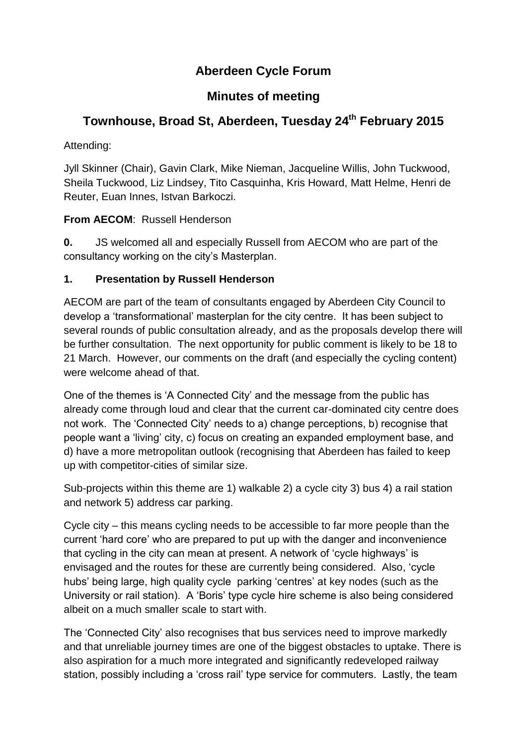# Aberdeen Cycle Forum

## Minutes of meeting

## Townhouse, Broad St, Aberdeen, Tuesday 24th February 2015

Attending:

Jyll Skinner (Chair), Gavin Clark, Mike Nieman, Jacqueline Willis, John Tuckwood, Sheila Tuckwood, Liz Lindsey, Tito Casquinha, Kris Howard, Matt Helme, Henri de Reuter, Euan Innes, Istvan Barkoczi.

**From AECOM**: Russell Henderson

**0.** JS welcomed all and especially Russell from AECOM who are part of the consultancy working on the city's Masterplan.

**1. Presentation by Russell Henderson**

AECOM are part of the team of consultants engaged by Aberdeen City Council to develop a 'transformational' masterplan for the city centre. It has been subject to several rounds of public consultation already, and as the proposals develop there will be further consultation. The next opportunity for public comment is likely to be 18 to 21 March. However, our comments on the draft (and especially the cycling content) were welcome ahead of that.

One of the themes is 'A Connected City' and the message from the public has already come through loud and clear that the current car-dominated city centre does not work. The 'Connected City' needs to a) change perceptions, b) recognise that people want a 'living' city, c) focus on creating an expanded employment base, and d) have a more metropolitan outlook (recognising that Aberdeen has failed to keep up with competitor-cities of similar size.

Sub-projects within this theme are 1) walkable 2) a cycle city 3) bus 4) a rail station and network 5) address car parking.

Cycle city – this means cycling needs to be accessible to far more people than the current 'hard core' who are prepared to put up with the danger and inconvenience that cycling in the city can mean at present. A network of 'cycle highways' is envisaged and the routes for these are currently being considered. Also, 'cycle hubs' being large, high quality cycle parking 'centres' at key nodes (such as the University or rail station). A 'Boris' type cycle hire scheme is also being considered albeit on a much smaller scale to start with.

The 'Connected City' also recognises that bus services need to improve markedly and that unreliable journey times are one of the biggest obstacles to uptake. There is also aspiration for a much more integrated and significantly redeveloped railway station, possibly including a 'cross rail' type service for commuters. Lastly, the team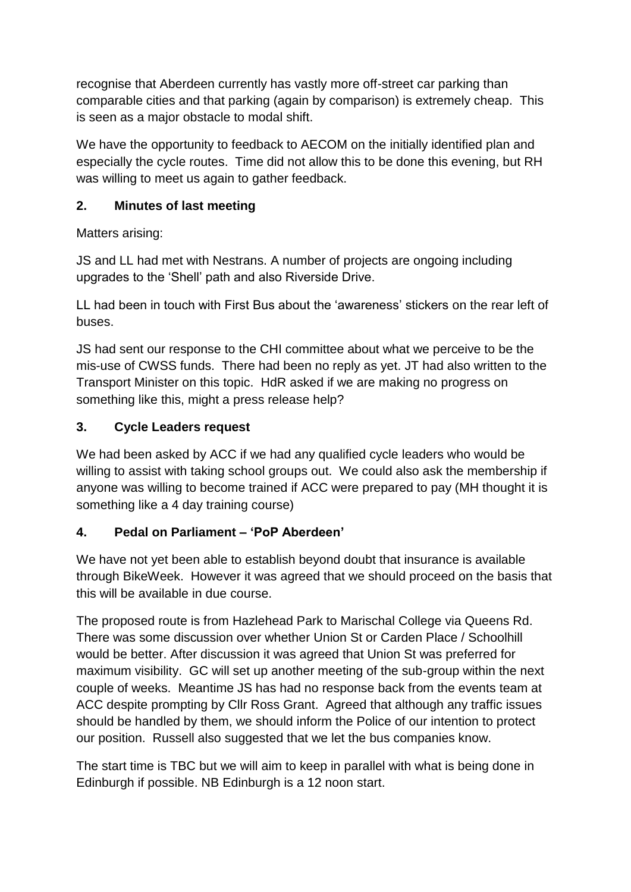recognise that Aberdeen currently has vastly more off-street car parking than comparable cities and that parking (again by comparison) is extremely cheap. This is seen as a major obstacle to modal shift.

We have the opportunity to feedback to AECOM on the initially identified plan and especially the cycle routes. Time did not allow this to be done this evening, but RH was willing to meet us again to gather feedback.

## 2. Minutes of last meeting

Matters arising:

JS and LL had met with Nestrans. A number of projects are ongoing including upgrades to the 'Shell' path and also Riverside Drive.

LL had been in touch with First Bus about the 'awareness' stickers on the rear left of buses.

JS had sent our response to the CHI committee about what we perceive to be the mis-use of CWSS funds. There had been no reply as yet. JT had also written to the Transport Minister on this topic. HdR asked if we are making no progress on something like this, might a press release help?

## 3. Cycle Leaders request

We had been asked by ACC if we had any qualified cycle leaders who would be willing to assist with taking school groups out. We could also ask the membership if anyone was willing to become trained if ACC were prepared to pay (MH thought it is something like a 4 day training course)

## 4. Pedal on Parliament – 'PoP Aberdeen'

We have not yet been able to establish beyond doubt that insurance is available through BikeWeek. However it was agreed that we should proceed on the basis that this will be available in due course.

The proposed route is from Hazlehead Park to Marischal College via Queens Rd. There was some discussion over whether Union St or Carden Place / Schoolhill would be better. After discussion it was agreed that Union St was preferred for maximum visibility. GC will set up another meeting of the sub-group within the next couple of weeks. Meantime JS has had no response back from the events team at ACC despite prompting by Cllr Ross Grant. Agreed that although any traffic issues should be handled by them, we should inform the Police of our intention to protect our position. Russell also suggested that we let the bus companies know.

The start time is TBC but we will aim to keep in parallel with what is being done in Edinburgh if possible. NB Edinburgh is a 12 noon start.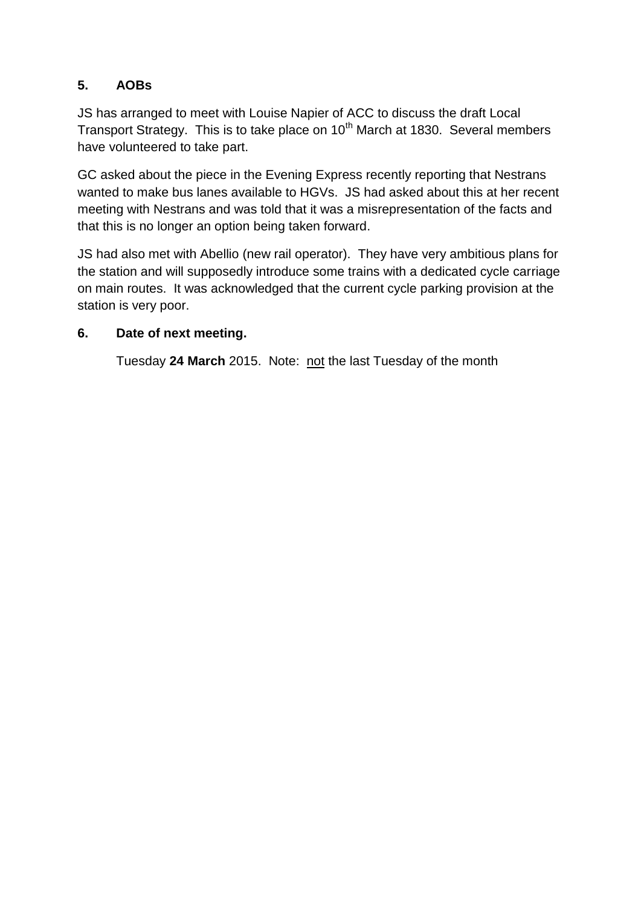## 5. AOBs

JS has arranged to meet with Louise Napier of ACC to discuss the draft Local Transport Strategy. This is to take place on 10th March at 1830. Several members have volunteered to take part.

GC asked about the piece in the Evening Express recently reporting that Nestrans wanted to make bus lanes available to HGVs. JS had asked about this at her recent meeting with Nestrans and was told that it was a misrepresentation of the facts and that this is no longer an option being taken forward.

JS had also met with Abellio (new rail operator). They have very ambitious plans for the station and will supposedly introduce some trains with a dedicated cycle carriage on main routes. It was acknowledged that the current cycle parking provision at the station is very poor.

## 6. Date of next meeting.

Tuesday **24 March** 2015. Note: <u>not</u> the last Tuesday of the month